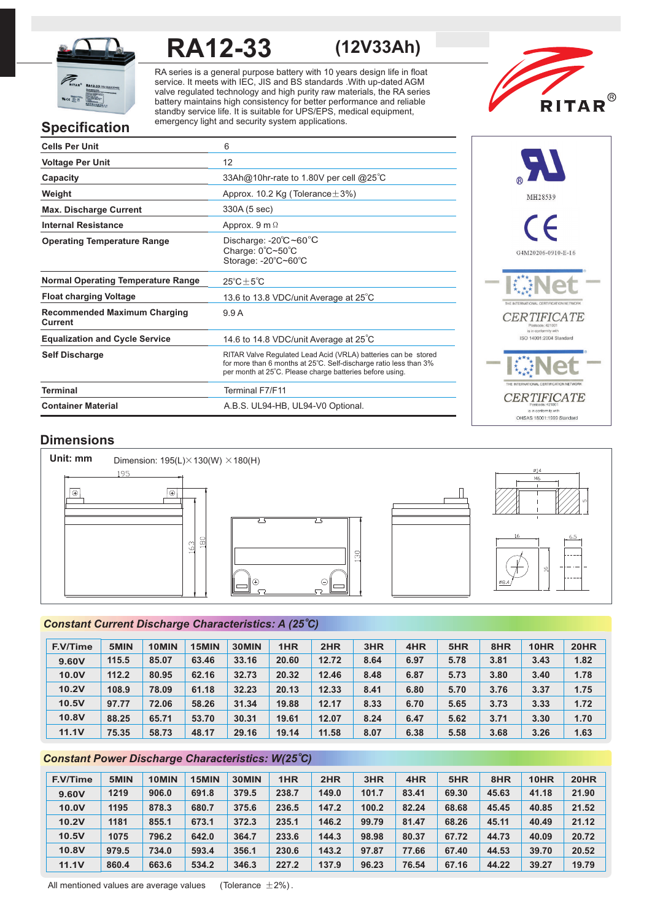# RA12-33 (12V33Ah)

RA series is a general purpose battery with 10 years design life in float service. It meets with IEC, JIS and BS standards .With up-dated AGM valve regulated technology and high purity raw materials, the RA series battery maintains high consistency for better performance and reliable standby service life. It is suitable for UPS/EPS, medical equipment, emergency light and security system applications.

RITAR®

## Specification

| | |
|---|---|
| **Cells Per Unit** | 6 |
| **Voltage Per Unit** | 12 |
| **Capacity** | 33Ah@10hr-rate to 1.80V per cell @25°C |
| **Weight** | Approx. 10.2 Kg (Tolerance±3%) |
| **Max. Discharge Current** | 330A (5 sec) |
| **Internal Resistance** | Approx. 9 mΩ |
| **Operating Temperature Range** | Discharge: -20°C~60°C<br>Charge: 0°C~50°C<br>Storage: -20°C~60°C |
| **Normal Operating Temperature Range** | 25°C±5°C |
| **Float charging Voltage** | 13.6 to 13.8 VDC/unit Average at 25°C |
| **Recommended Maximum Charging Current** | 9.9 A |
| **Equalization and Cycle Service** | 14.6 to 14.8 VDC/unit Average at 25°C |
| **Self Discharge** | RITAR Valve Regulated Lead Acid (VRLA) batteries can be stored for more than 6 months at 25°C. Self-discharge ratio less than 3% per month at 25°C. Please charge batteries before using. |
| **Terminal** | Terminal F7/F11 |
| **Container Material** | A.B.S. UL94-HB, UL94-V0 Optional. |

MH28539

G4M20206-0910-E-16

IQNet THE INTERNATIONAL CERTIFICATION NETWORK CERTIFICATE Protocode: 421001 is in conformity with ISO 14001:2004 Standard

IQNet THE INTERNATIONAL CERTIFICATION NETWORK CERTIFICATE Protocode: 421001 is in conformity with OHSAS 18001:1999 Standard

## Dimensions

**Unit: mm** Dimension: 195(L)×130(W) ×180(H)

## Constant Current Discharge Characteristics: A (25°C)

| F.V/Time | 5MIN | 10MIN | 15MIN | 30MIN | 1HR | 2HR | 3HR | 4HR | 5HR | 8HR | 10HR | 20HR |
|---|---|---|---|---|---|---|---|---|---|---|---|---|
| 9.60V | 115.5 | 85.07 | 63.46 | 33.16 | 20.60 | 12.72 | 8.64 | 6.97 | 5.78 | 3.81 | 3.43 | 1.82 |
| 10.0V | 112.2 | 80.95 | 62.16 | 32.73 | 20.32 | 12.46 | 8.48 | 6.87 | 5.73 | 3.80 | 3.40 | 1.78 |
| 10.2V | 108.9 | 78.09 | 61.18 | 32.23 | 20.13 | 12.33 | 8.41 | 6.80 | 5.70 | 3.76 | 3.37 | 1.75 |
| 10.5V | 97.77 | 72.06 | 58.26 | 31.34 | 19.88 | 12.17 | 8.33 | 6.70 | 5.65 | 3.73 | 3.33 | 1.72 |
| 10.8V | 88.25 | 65.71 | 53.70 | 30.31 | 19.61 | 12.07 | 8.24 | 6.47 | 5.62 | 3.71 | 3.30 | 1.70 |
| 11.1V | 75.35 | 58.73 | 48.17 | 29.16 | 19.14 | 11.58 | 8.07 | 6.38 | 5.58 | 3.68 | 3.26 | 1.63 |

## Constant Power Discharge Characteristics: W(25°C)

| F.V/Time | 5MIN | 10MIN | 15MIN | 30MIN | 1HR | 2HR | 3HR | 4HR | 5HR | 8HR | 10HR | 20HR |
|---|---|---|---|---|---|---|---|---|---|---|---|---|
| 9.60V | 1219 | 906.0 | 691.8 | 379.5 | 238.7 | 149.0 | 101.7 | 83.41 | 69.30 | 45.63 | 41.18 | 21.90 |
| 10.0V | 1195 | 878.3 | 680.7 | 375.6 | 236.5 | 147.2 | 100.2 | 82.24 | 68.68 | 45.45 | 40.85 | 21.52 |
| 10.2V | 1181 | 855.1 | 673.1 | 372.3 | 235.1 | 146.2 | 99.79 | 81.47 | 68.26 | 45.11 | 40.49 | 21.12 |
| 10.5V | 1075 | 796.2 | 642.0 | 364.7 | 233.6 | 144.3 | 98.98 | 80.37 | 67.72 | 44.73 | 40.09 | 20.72 |
| 10.8V | 979.5 | 734.0 | 593.4 | 356.1 | 230.6 | 143.2 | 97.87 | 77.66 | 67.40 | 44.53 | 39.70 | 20.52 |
| 11.1V | 860.4 | 663.6 | 534.2 | 346.3 | 227.2 | 137.9 | 96.23 | 76.54 | 67.16 | 44.22 | 39.27 | 19.79 |

All mentioned values are average values (Tolerance ±2%).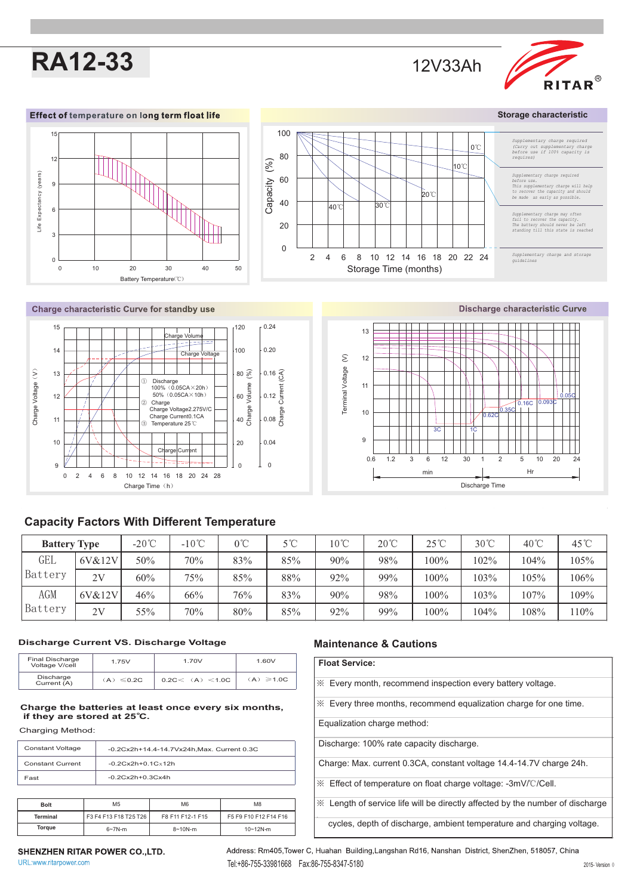# RA12-33

12V33Ah

RITAR®

## Effect of temperature on long term float life

Life Expectancy (years)

15
12
9
6
3
0

0 10 20 30 40 50

Battery Temperature(℃)

## Storage characteristic

Capacity (%)

100
80
60
40
20
0

0℃
10℃
20℃
30℃
40℃

2 4 6 8 10 12 14 16 18 20 22 24

Storage Time (months)

Supplementary charge required (Carry out supplementary charge before use if 100% capacity is required)

Supplementary charge required before use. This supplementary charge will help to recover the capacity and should be made as early as possible.

Supplementary charge may often fail to recover the capacity. The battery should never be left standing till this state is reached

Supplementary charge and storage guidelines

## Charge characteristic Curve for standby use

Charge Voltage (V)

15
14
13
12
11
10
9

Charge Volume (%)

120
100
80
60
40
20
0

Charge Current (CA)

0.24
0.20
0.16
0.12
0.08
0.04
0

Charge Volume

Charge Voltage

Charge Current

① Discharge
100% (0.05CA×20h)
50% (0.05CA×10h)
② Charge
Charge Voltage2.275V/C
Charge Current0.1CA
③ Temperature 25℃

0 2 4 6 8 10 12 14 16 18 20 24 28

Charge Time (h)

## Discharge characteristic Curve

Terminal Voltage (V)

13
12
11
10
9

3C
1C
0.62C
0.35C
0.16C
0.093C
0.05C

0.6 1.2 3 6 12 30 1 2 5 10 20 24

min

Hr

Discharge Time

## Capacity Factors With Different Temperature

| Battery Type | | -20℃ | -10℃ | 0℃ | 5℃ | 10℃ | 20℃ | 25℃ | 30℃ | 40℃ | 45℃ |
|---|---|---|---|---|---|---|---|---|---|---|---|
| GEL Battery | 6V&12V | 50% | 70% | 83% | 85% | 90% | 98% | 100% | 102% | 104% | 105% |
| | 2V | 60% | 75% | 85% | 88% | 92% | 99% | 100% | 103% | 105% | 106% |
| AGM Battery | 6V&12V | 46% | 66% | 76% | 83% | 90% | 98% | 100% | 103% | 107% | 109% |
| | 2V | 55% | 70% | 80% | 85% | 92% | 99% | 100% | 104% | 108% | 110% |

### Discharge Current VS. Discharge Voltage

| Final Discharge Voltage V/cell | 1.75V | 1.70V | 1.60V |
|---|---|---|---|
| Discharge Current (A) | (A) ≤0.2C | 0.2C< (A) <1.0C | (A) ≥1.0C |

**Charge the batteries at least once every six months, if they are stored at 25℃.**

Charging Method:

| | |
|---|---|
| Constant Voltage | -0.2Cx2h+14.4-14.7Vx24h,Max. Current 0.3C |
| Constant Current | -0.2Cx2h+0.1Cx12h |
| Fast | -0.2Cx2h+0.3Cx4h |

| Bolt | M5 | M6 | M8 |
|---|---|---|---|
| Terminal | F3 F4 F13 F18 T25 T26 | F8 F11 F12-1 F15 | F5 F9 F10 F12 F14 F16 |
| Torque | 6~7N-m | 8~10N-m | 10~12N-m |

### Maintenance & Cautions

**Float Service:**

※ Every month, recommend inspection every battery voltage.

※ Every three months, recommend equalization charge for one time.

Equalization charge method:

Discharge: 100% rate capacity discharge.

Charge: Max. current 0.3CA, constant voltage 14.4-14.7V charge 24h.

※ Effect of temperature on float charge voltage: -3mV/℃/Cell.

※ Length of service life will be directly affected by the number of discharge cycles, depth of discharge, ambient temperature and charging voltage.

**SHENZHEN RITAR POWER CO.,LTD.**

URL:www.ritarpower.com

Address: Rm405,Tower C, Huahan Building,Langshan Rd16, Nanshan District, ShenZhen, 518057, China

Tel:+86-755-33981668 Fax:86-755-8347-5180

2015- Version 0